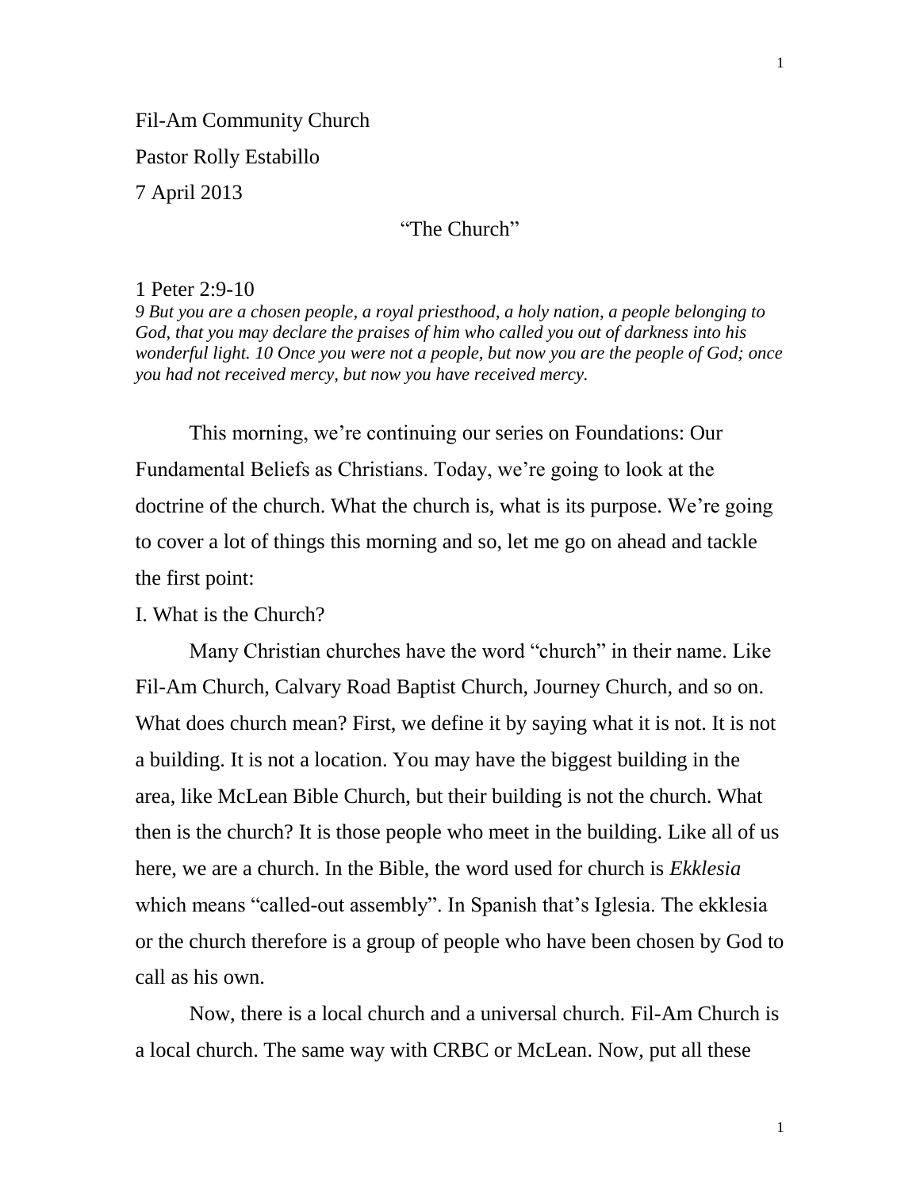Fil-Am Community Church

Pastor Rolly Estabillo

7 April 2013

## "The Church"

1 Peter 2:9-10

*9 But you are a chosen people, a royal priesthood, a holy nation, a people belonging to God, that you may declare the praises of him who called you out of darkness into his wonderful light. 10 Once you were not a people, but now you are the people of God; once you had not received mercy, but now you have received mercy.*

This morning, we're continuing our series on Foundations: Our Fundamental Beliefs as Christians. Today, we're going to look at the doctrine of the church. What the church is, what is its purpose. We're going to cover a lot of things this morning and so, let me go on ahead and tackle the first point:

I. What is the Church?

Many Christian churches have the word "church" in their name. Like Fil-Am Church, Calvary Road Baptist Church, Journey Church, and so on. What does church mean? First, we define it by saying what it is not. It is not a building. It is not a location. You may have the biggest building in the area, like McLean Bible Church, but their building is not the church. What then is the church? It is those people who meet in the building. Like all of us here, we are a church. In the Bible, the word used for church is *Ekklesia* which means "called-out assembly". In Spanish that's Iglesia. The ekklesia or the church therefore is a group of people who have been chosen by God to call as his own.

Now, there is a local church and a universal church. Fil-Am Church is a local church. The same way with CRBC or McLean. Now, put all these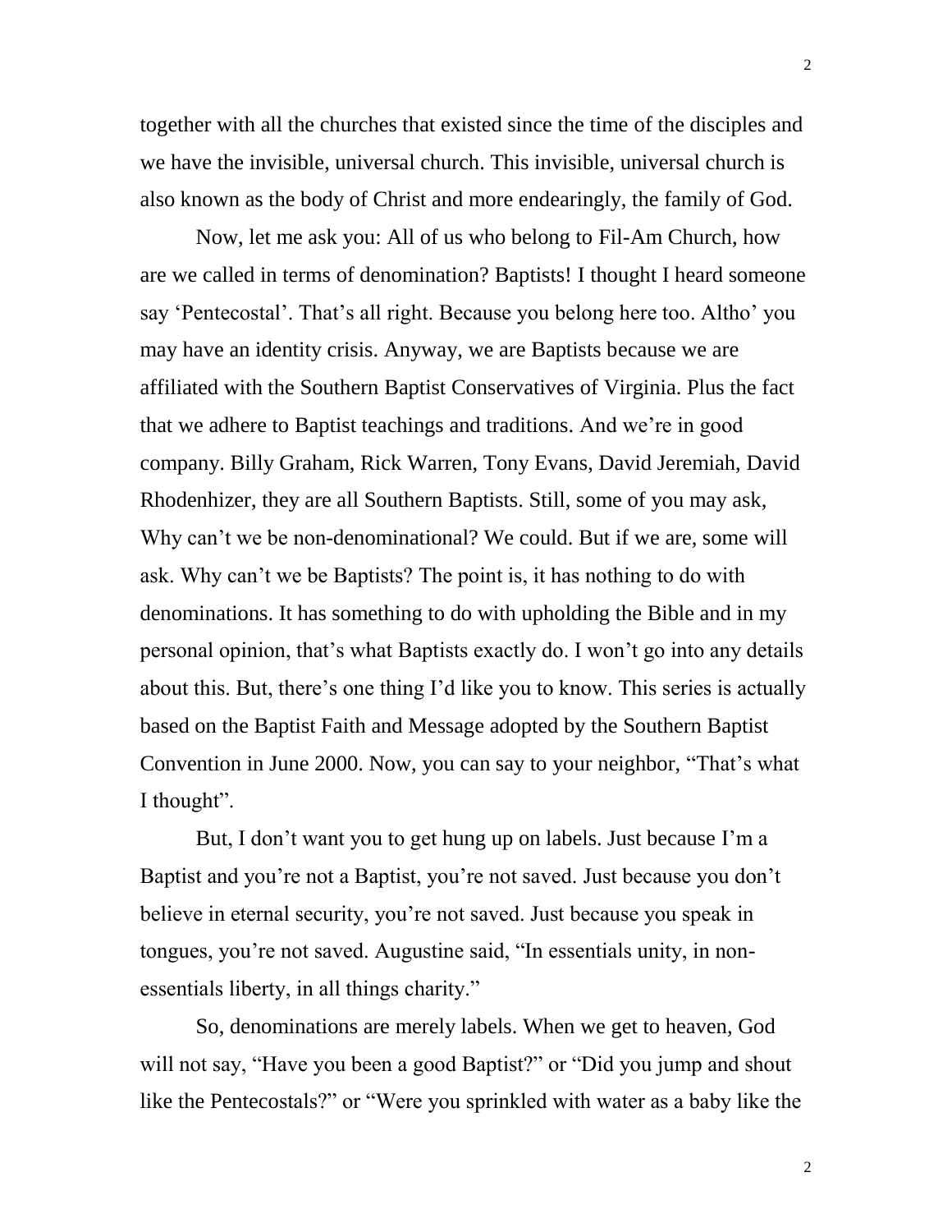together with all the churches that existed since the time of the disciples and we have the invisible, universal church. This invisible, universal church is also known as the body of Christ and more endearingly, the family of God.

Now, let me ask you: All of us who belong to Fil-Am Church, how are we called in terms of denomination? Baptists! I thought I heard someone say 'Pentecostal'. That's all right. Because you belong here too. Altho' you may have an identity crisis. Anyway, we are Baptists because we are affiliated with the Southern Baptist Conservatives of Virginia. Plus the fact that we adhere to Baptist teachings and traditions. And we're in good company. Billy Graham, Rick Warren, Tony Evans, David Jeremiah, David Rhodenhizer, they are all Southern Baptists. Still, some of you may ask, Why can't we be non-denominational? We could. But if we are, some will ask. Why can't we be Baptists? The point is, it has nothing to do with denominations. It has something to do with upholding the Bible and in my personal opinion, that's what Baptists exactly do. I won't go into any details about this. But, there's one thing I'd like you to know. This series is actually based on the Baptist Faith and Message adopted by the Southern Baptist Convention in June 2000. Now, you can say to your neighbor, "That's what I thought".

But, I don't want you to get hung up on labels. Just because I'm a Baptist and you're not a Baptist, you're not saved. Just because you don't believe in eternal security, you're not saved. Just because you speak in tongues, you're not saved. Augustine said, "In essentials unity, in non-essentials liberty, in all things charity."

So, denominations are merely labels. When we get to heaven, God will not say, "Have you been a good Baptist?" or "Did you jump and shout like the Pentecostals?" or "Were you sprinkled with water as a baby like the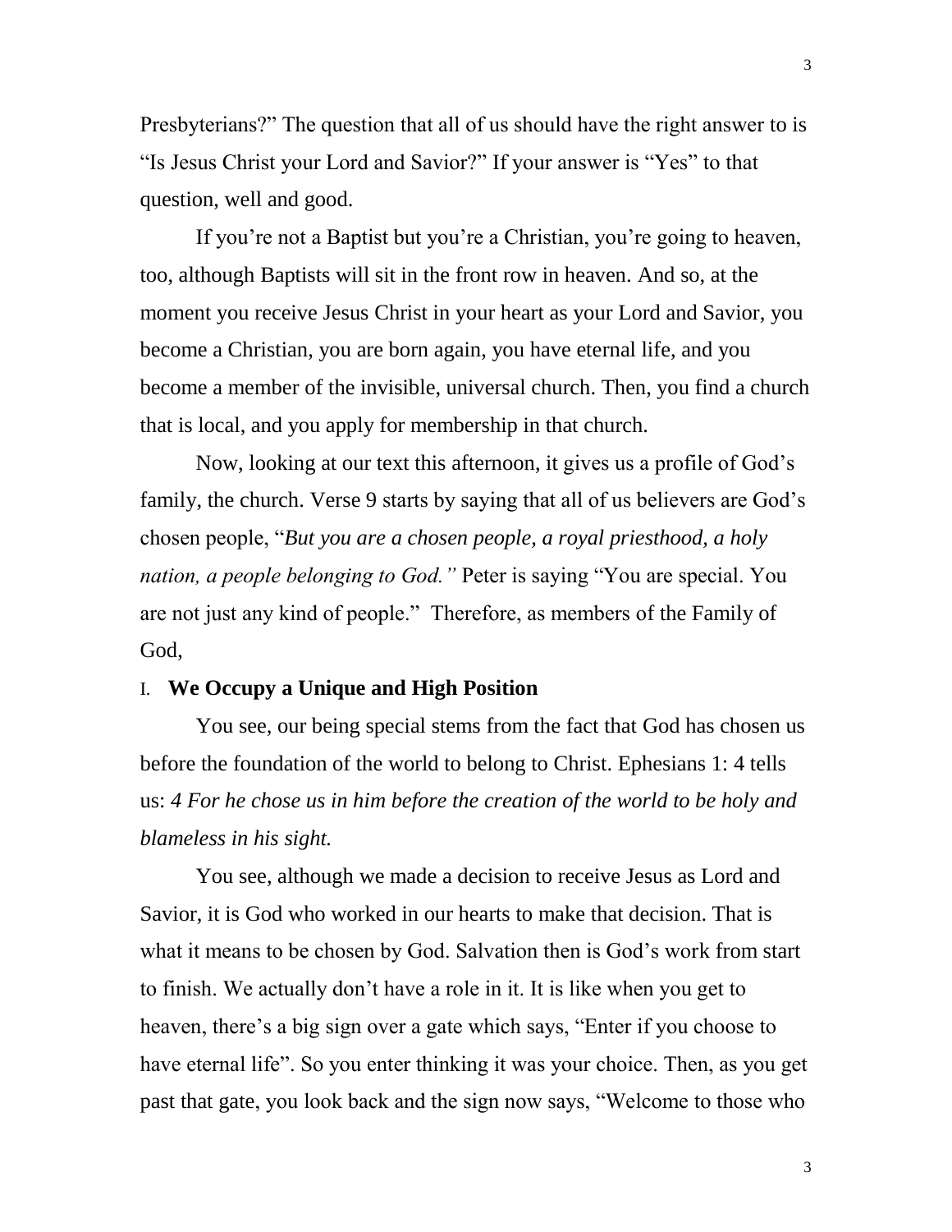Presbyterians?" The question that all of us should have the right answer to is "Is Jesus Christ your Lord and Savior?" If your answer is "Yes" to that question, well and good.

If you're not a Baptist but you're a Christian, you're going to heaven, too, although Baptists will sit in the front row in heaven. And so, at the moment you receive Jesus Christ in your heart as your Lord and Savior, you become a Christian, you are born again, you have eternal life, and you become a member of the invisible, universal church. Then, you find a church that is local, and you apply for membership in that church.

Now, looking at our text this afternoon, it gives us a profile of God's family, the church. Verse 9 starts by saying that all of us believers are God's chosen people, "*But you are a chosen people, a royal priesthood, a holy nation, a people belonging to God."* Peter is saying "You are special. You are not just any kind of people." Therefore, as members of the Family of God,

## I. We Occupy a Unique and High Position

You see, our being special stems from the fact that God has chosen us before the foundation of the world to belong to Christ. Ephesians 1: 4 tells us: *4 For he chose us in him before the creation of the world to be holy and blameless in his sight.*

You see, although we made a decision to receive Jesus as Lord and Savior, it is God who worked in our hearts to make that decision. That is what it means to be chosen by God. Salvation then is God's work from start to finish. We actually don't have a role in it. It is like when you get to heaven, there's a big sign over a gate which says, "Enter if you choose to have eternal life". So you enter thinking it was your choice. Then, as you get past that gate, you look back and the sign now says, "Welcome to those who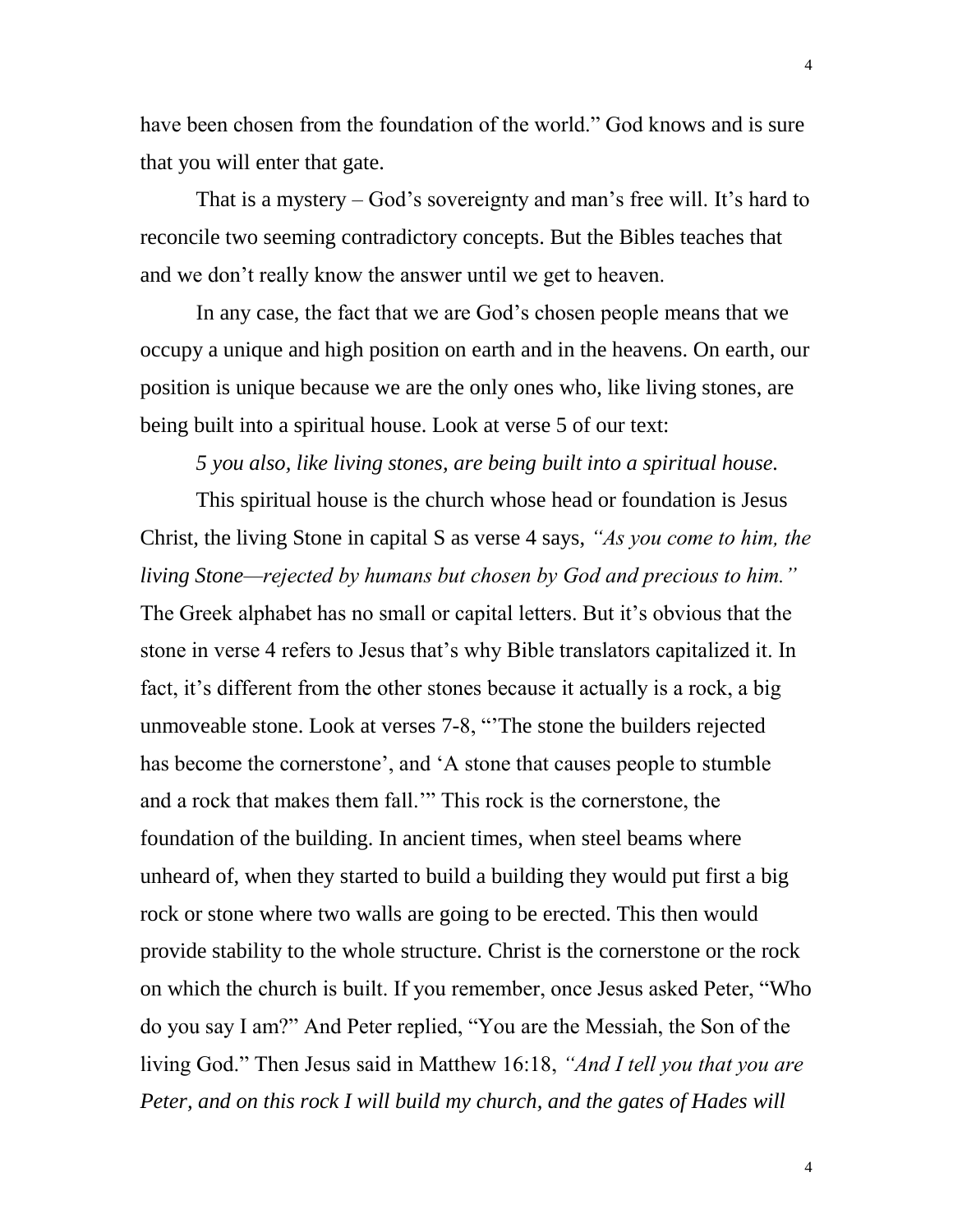have been chosen from the foundation of the world." God knows and is sure that you will enter that gate.

That is a mystery – God's sovereignty and man's free will. It's hard to reconcile two seeming contradictory concepts. But the Bibles teaches that and we don't really know the answer until we get to heaven.

In any case, the fact that we are God's chosen people means that we occupy a unique and high position on earth and in the heavens. On earth, our position is unique because we are the only ones who, like living stones, are being built into a spiritual house. Look at verse 5 of our text:

*5 you also, like living stones, are being built into a spiritual house.*

This spiritual house is the church whose head or foundation is Jesus Christ, the living Stone in capital S as verse 4 says, *"As you come to him, the living Stone—rejected by humans but chosen by God and precious to him."* The Greek alphabet has no small or capital letters. But it's obvious that the stone in verse 4 refers to Jesus that's why Bible translators capitalized it. In fact, it's different from the other stones because it actually is a rock, a big unmoveable stone. Look at verses 7-8, "'The stone the builders rejected has become the cornerstone', and 'A stone that causes people to stumble and a rock that makes them fall.'" This rock is the cornerstone, the foundation of the building. In ancient times, when steel beams where unheard of, when they started to build a building they would put first a big rock or stone where two walls are going to be erected. This then would provide stability to the whole structure. Christ is the cornerstone or the rock on which the church is built. If you remember, once Jesus asked Peter, "Who do you say I am?" And Peter replied, "You are the Messiah, the Son of the living God." Then Jesus said in Matthew 16:18, *"And I tell you that you are Peter, and on this rock I will build my church, and the gates of Hades will*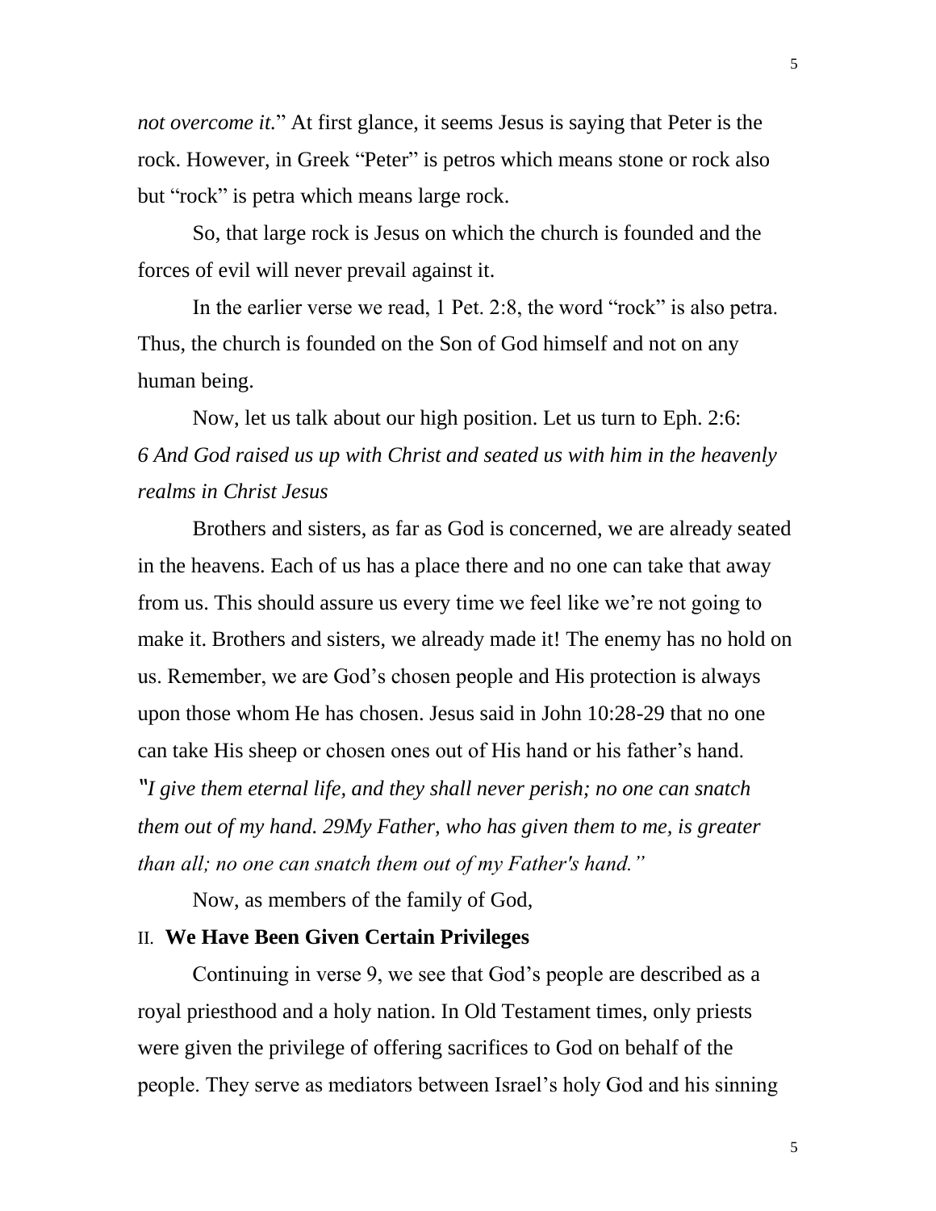*not overcome it.*" At first glance, it seems Jesus is saying that Peter is the rock. However, in Greek "Peter" is petros which means stone or rock also but "rock" is petra which means large rock.

So, that large rock is Jesus on which the church is founded and the forces of evil will never prevail against it.

In the earlier verse we read, 1 Pet. 2:8, the word "rock" is also petra. Thus, the church is founded on the Son of God himself and not on any human being.

Now, let us talk about our high position. Let us turn to Eph. 2:6:
*6 And God raised us up with Christ and seated us with him in the heavenly realms in Christ Jesus*

Brothers and sisters, as far as God is concerned, we are already seated in the heavens. Each of us has a place there and no one can take that away from us. This should assure us every time we feel like we're not going to make it. Brothers and sisters, we already made it! The enemy has no hold on us. Remember, we are God's chosen people and His protection is always upon those whom He has chosen. Jesus said in John 10:28-29 that no one can take His sheep or chosen ones out of His hand or his father's hand.
*"I give them eternal life, and they shall never perish; no one can snatch them out of my hand. 29My Father, who has given them to me, is greater than all; no one can snatch them out of my Father's hand."*

Now, as members of the family of God,

## II. **We Have Been Given Certain Privileges**

Continuing in verse 9, we see that God's people are described as a royal priesthood and a holy nation. In Old Testament times, only priests were given the privilege of offering sacrifices to God on behalf of the people. They serve as mediators between Israel's holy God and his sinning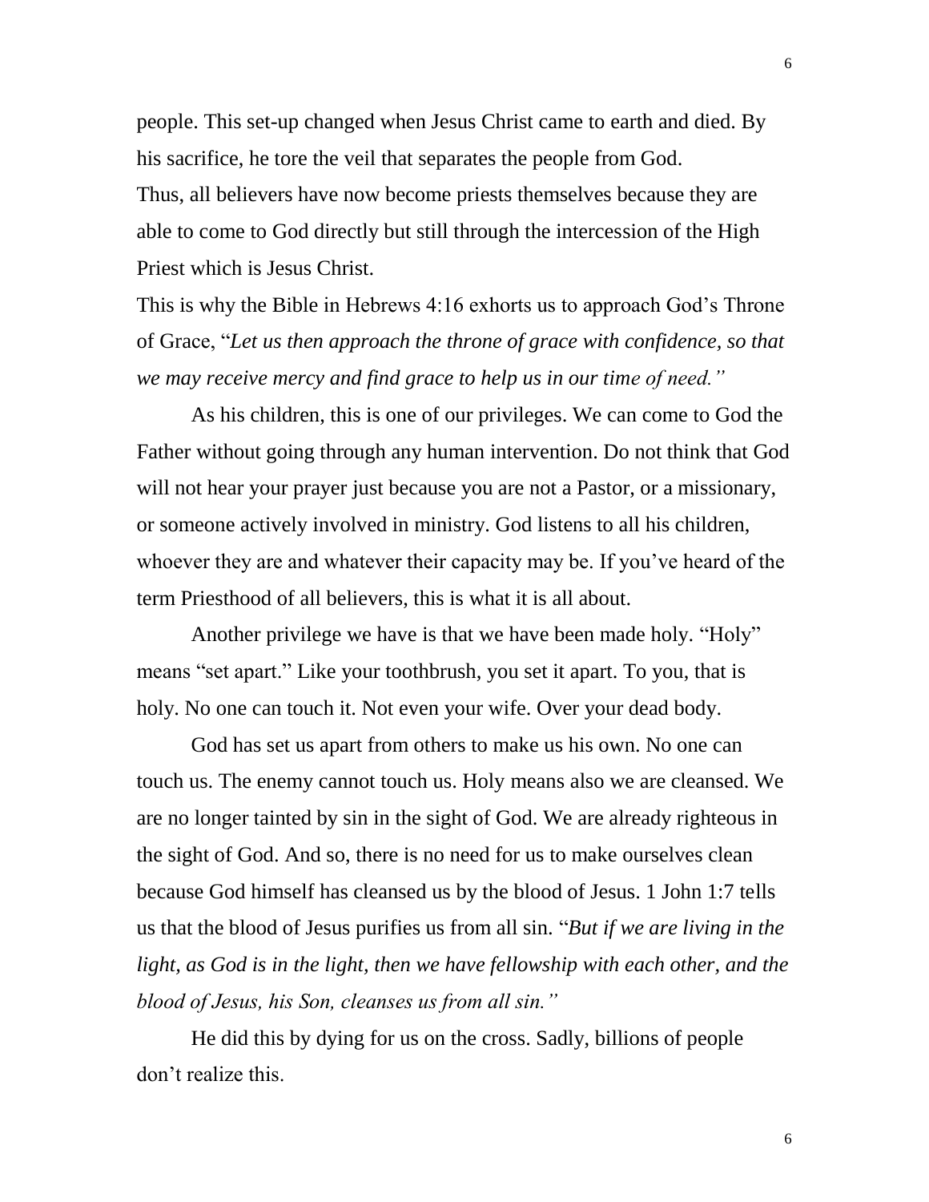people. This set-up changed when Jesus Christ came to earth and died. By his sacrifice, he tore the veil that separates the people from God.
Thus, all believers have now become priests themselves because they are able to come to God directly but still through the intercession of the High Priest which is Jesus Christ.
This is why the Bible in Hebrews 4:16 exhorts us to approach God's Throne of Grace, "*Let us then approach the throne of grace with confidence, so that we may receive mercy and find grace to help us in our time of need."*

As his children, this is one of our privileges. We can come to God the Father without going through any human intervention. Do not think that God will not hear your prayer just because you are not a Pastor, or a missionary, or someone actively involved in ministry. God listens to all his children, whoever they are and whatever their capacity may be. If you've heard of the term Priesthood of all believers, this is what it is all about.

Another privilege we have is that we have been made holy. "Holy" means "set apart." Like your toothbrush, you set it apart. To you, that is holy. No one can touch it. Not even your wife. Over your dead body.

God has set us apart from others to make us his own. No one can touch us. The enemy cannot touch us. Holy means also we are cleansed. We are no longer tainted by sin in the sight of God. We are already righteous in the sight of God. And so, there is no need for us to make ourselves clean because God himself has cleansed us by the blood of Jesus. 1 John 1:7 tells us that the blood of Jesus purifies us from all sin. "*But if we are living in the light, as God is in the light, then we have fellowship with each other, and the blood of Jesus, his Son, cleanses us from all sin."*

He did this by dying for us on the cross. Sadly, billions of people don't realize this.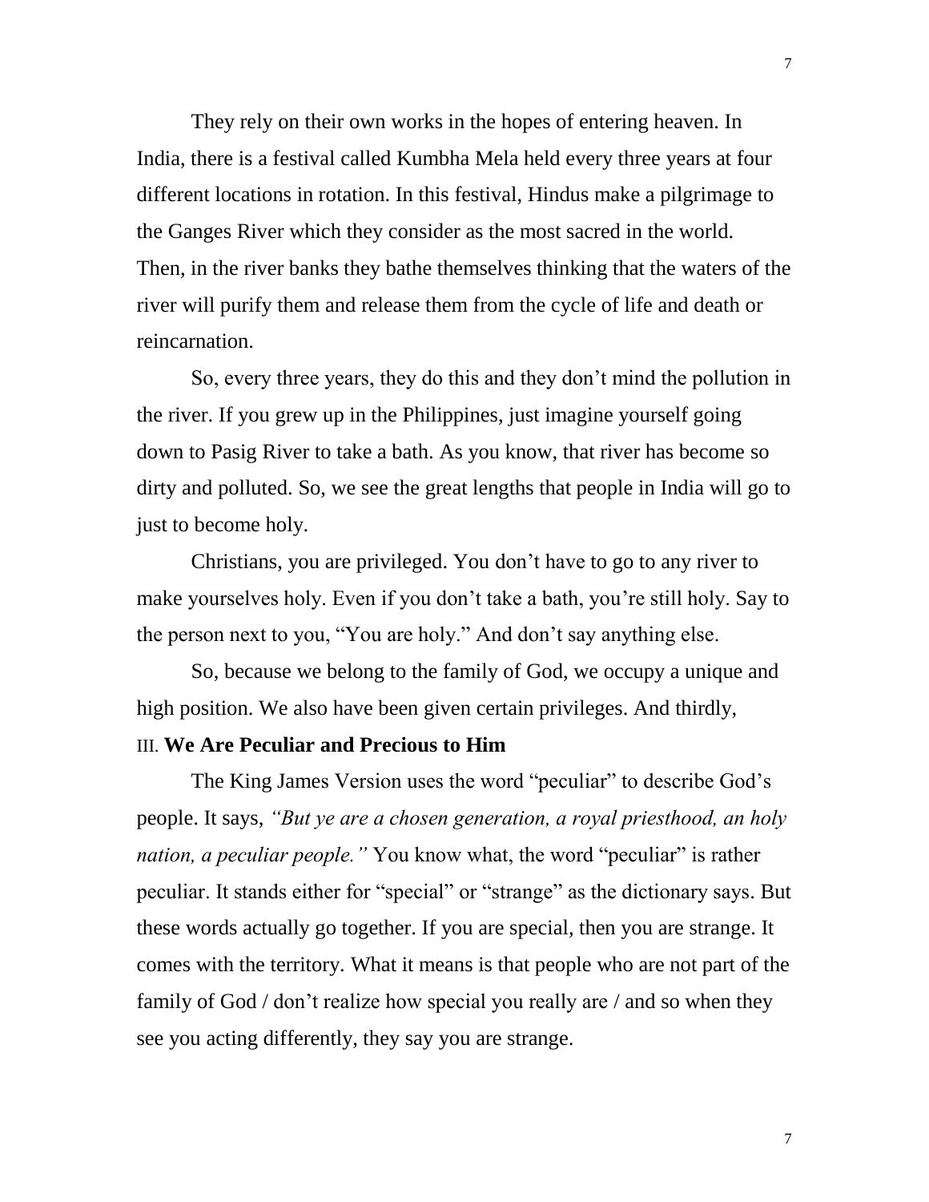They rely on their own works in the hopes of entering heaven. In India, there is a festival called Kumbha Mela held every three years at four different locations in rotation. In this festival, Hindus make a pilgrimage to the Ganges River which they consider as the most sacred in the world. Then, in the river banks they bathe themselves thinking that the waters of the river will purify them and release them from the cycle of life and death or reincarnation.

So, every three years, they do this and they don't mind the pollution in the river. If you grew up in the Philippines, just imagine yourself going down to Pasig River to take a bath. As you know, that river has become so dirty and polluted. So, we see the great lengths that people in India will go to just to become holy.

Christians, you are privileged. You don't have to go to any river to make yourselves holy. Even if you don't take a bath, you're still holy. Say to the person next to you, "You are holy." And don't say anything else.

So, because we belong to the family of God, we occupy a unique and high position. We also have been given certain privileges. And thirdly,

III. **We Are Peculiar and Precious to Him**

The King James Version uses the word "peculiar" to describe God's people. It says, *"But ye are a chosen generation, a royal priesthood, an holy nation, a peculiar people."* You know what, the word "peculiar" is rather peculiar. It stands either for "special" or "strange" as the dictionary says. But these words actually go together. If you are special, then you are strange. It comes with the territory. What it means is that people who are not part of the family of God / don't realize how special you really are / and so when they see you acting differently, they say you are strange.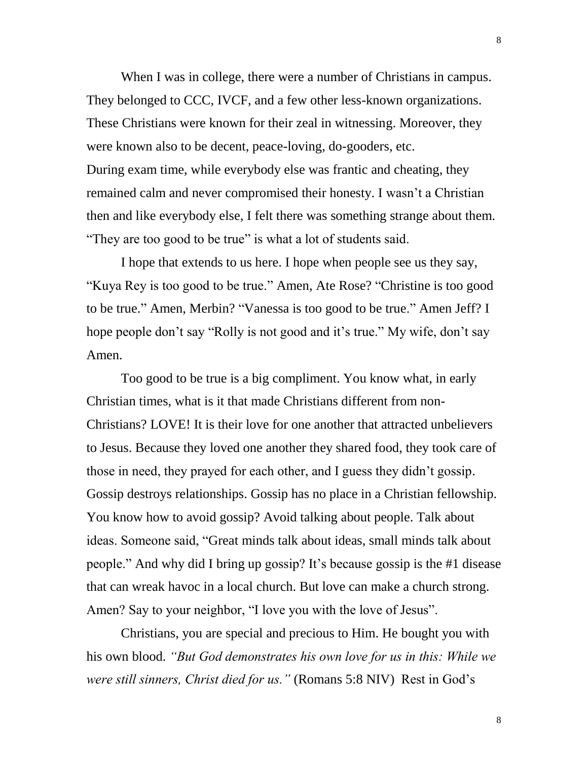When I was in college, there were a number of Christians in campus. They belonged to CCC, IVCF, and a few other less-known organizations. These Christians were known for their zeal in witnessing. Moreover, they were known also to be decent, peace-loving, do-gooders, etc. During exam time, while everybody else was frantic and cheating, they remained calm and never compromised their honesty. I wasn't a Christian then and like everybody else, I felt there was something strange about them. "They are too good to be true" is what a lot of students said.

I hope that extends to us here. I hope when people see us they say, "Kuya Rey is too good to be true." Amen, Ate Rose? "Christine is too good to be true." Amen, Merbin? "Vanessa is too good to be true." Amen Jeff? I hope people don't say "Rolly is not good and it's true." My wife, don't say Amen.

Too good to be true is a big compliment. You know what, in early Christian times, what is it that made Christians different from non-Christians? LOVE! It is their love for one another that attracted unbelievers to Jesus. Because they loved one another they shared food, they took care of those in need, they prayed for each other, and I guess they didn't gossip. Gossip destroys relationships. Gossip has no place in a Christian fellowship. You know how to avoid gossip? Avoid talking about people. Talk about ideas. Someone said, "Great minds talk about ideas, small minds talk about people." And why did I bring up gossip? It's because gossip is the #1 disease that can wreak havoc in a local church. But love can make a church strong. Amen? Say to your neighbor, "I love you with the love of Jesus".

Christians, you are special and precious to Him. He bought you with his own blood. *"But God demonstrates his own love for us in this: While we were still sinners, Christ died for us."* (Romans 5:8 NIV) Rest in God's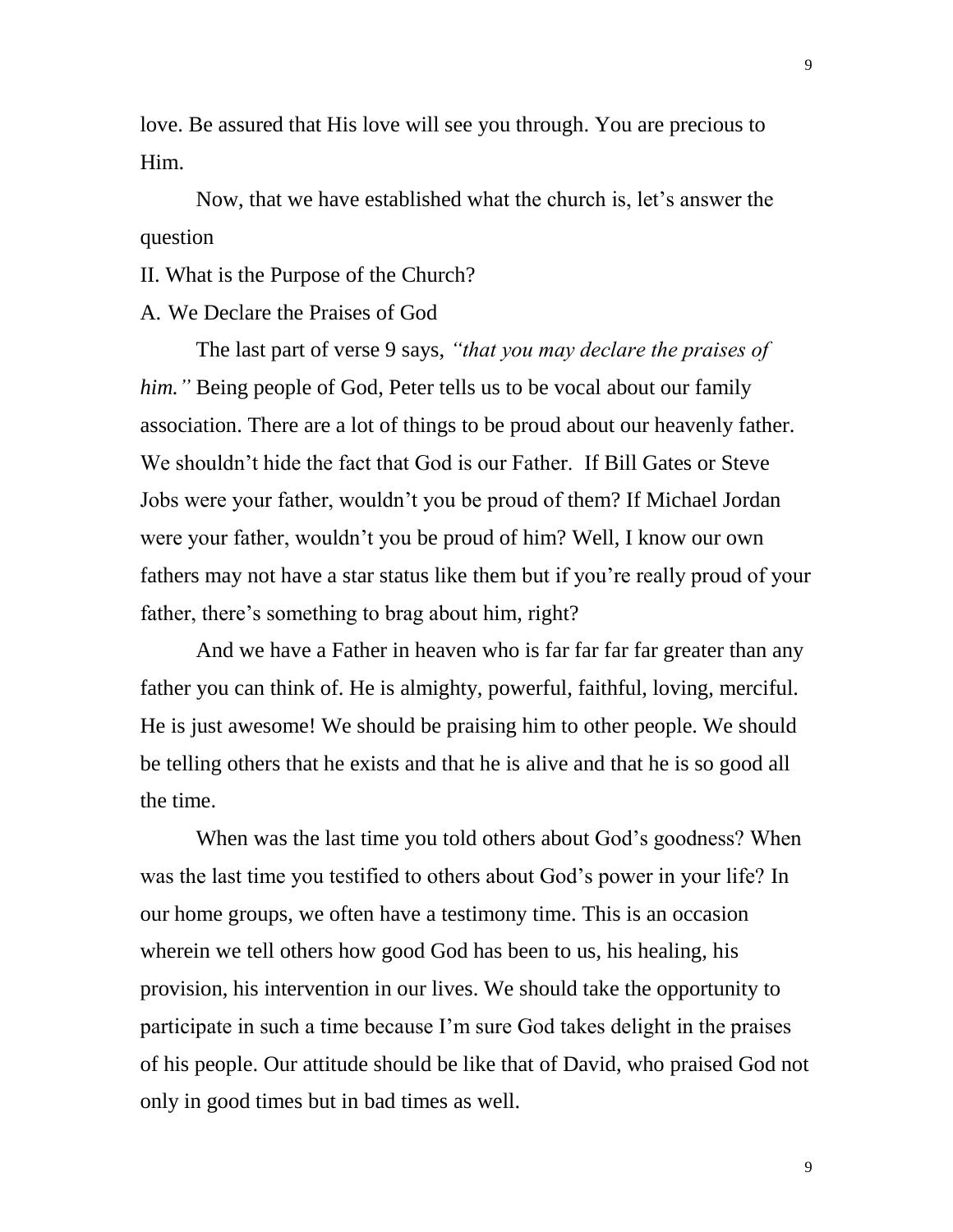love. Be assured that His love will see you through. You are precious to Him.

Now, that we have established what the church is, let's answer the question

## II. What is the Purpose of the Church?

### A. We Declare the Praises of God

The last part of verse 9 says, *"that you may declare the praises of him."* Being people of God, Peter tells us to be vocal about our family association. There are a lot of things to be proud about our heavenly father. We shouldn't hide the fact that God is our Father. If Bill Gates or Steve Jobs were your father, wouldn't you be proud of them? If Michael Jordan were your father, wouldn't you be proud of him? Well, I know our own fathers may not have a star status like them but if you're really proud of your father, there's something to brag about him, right?

And we have a Father in heaven who is far far far far greater than any father you can think of. He is almighty, powerful, faithful, loving, merciful. He is just awesome! We should be praising him to other people. We should be telling others that he exists and that he is alive and that he is so good all the time.

When was the last time you told others about God's goodness? When was the last time you testified to others about God's power in your life? In our home groups, we often have a testimony time. This is an occasion wherein we tell others how good God has been to us, his healing, his provision, his intervention in our lives. We should take the opportunity to participate in such a time because I'm sure God takes delight in the praises of his people. Our attitude should be like that of David, who praised God not only in good times but in bad times as well.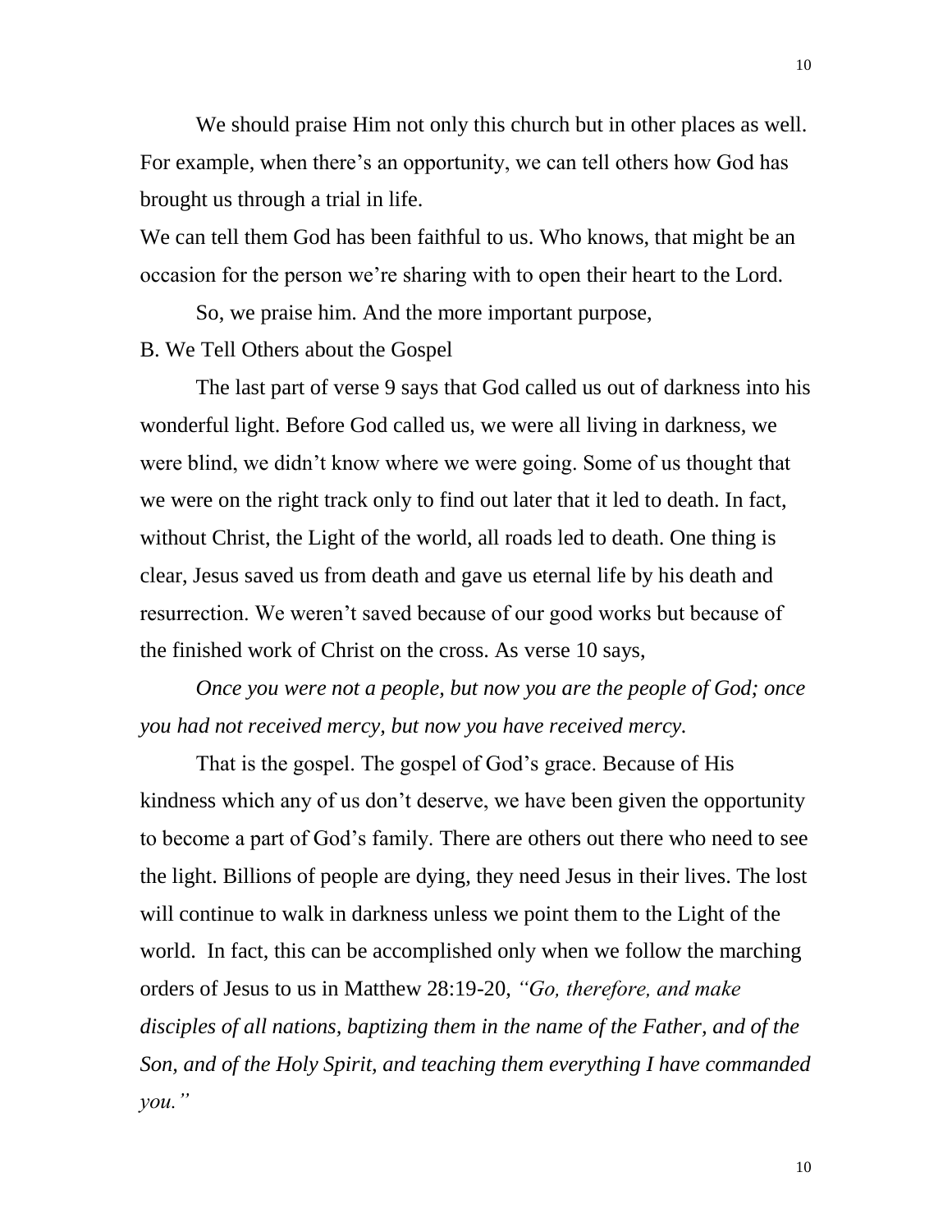We should praise Him not only this church but in other places as well. For example, when there's an opportunity, we can tell others how God has brought us through a trial in life.

We can tell them God has been faithful to us. Who knows, that might be an occasion for the person we're sharing with to open their heart to the Lord.

So, we praise him. And the more important purpose,

B. We Tell Others about the Gospel

The last part of verse 9 says that God called us out of darkness into his wonderful light. Before God called us, we were all living in darkness, we were blind, we didn't know where we were going. Some of us thought that we were on the right track only to find out later that it led to death. In fact, without Christ, the Light of the world, all roads led to death. One thing is clear, Jesus saved us from death and gave us eternal life by his death and resurrection. We weren't saved because of our good works but because of the finished work of Christ on the cross. As verse 10 says,

*Once you were not a people, but now you are the people of God; once you had not received mercy, but now you have received mercy.*

That is the gospel. The gospel of God's grace. Because of His kindness which any of us don't deserve, we have been given the opportunity to become a part of God's family. There are others out there who need to see the light. Billions of people are dying, they need Jesus in their lives. The lost will continue to walk in darkness unless we point them to the Light of the world. In fact, this can be accomplished only when we follow the marching orders of Jesus to us in Matthew 28:19-20, *"Go, therefore, and make disciples of all nations, baptizing them in the name of the Father, and of the Son, and of the Holy Spirit, and teaching them everything I have commanded you."*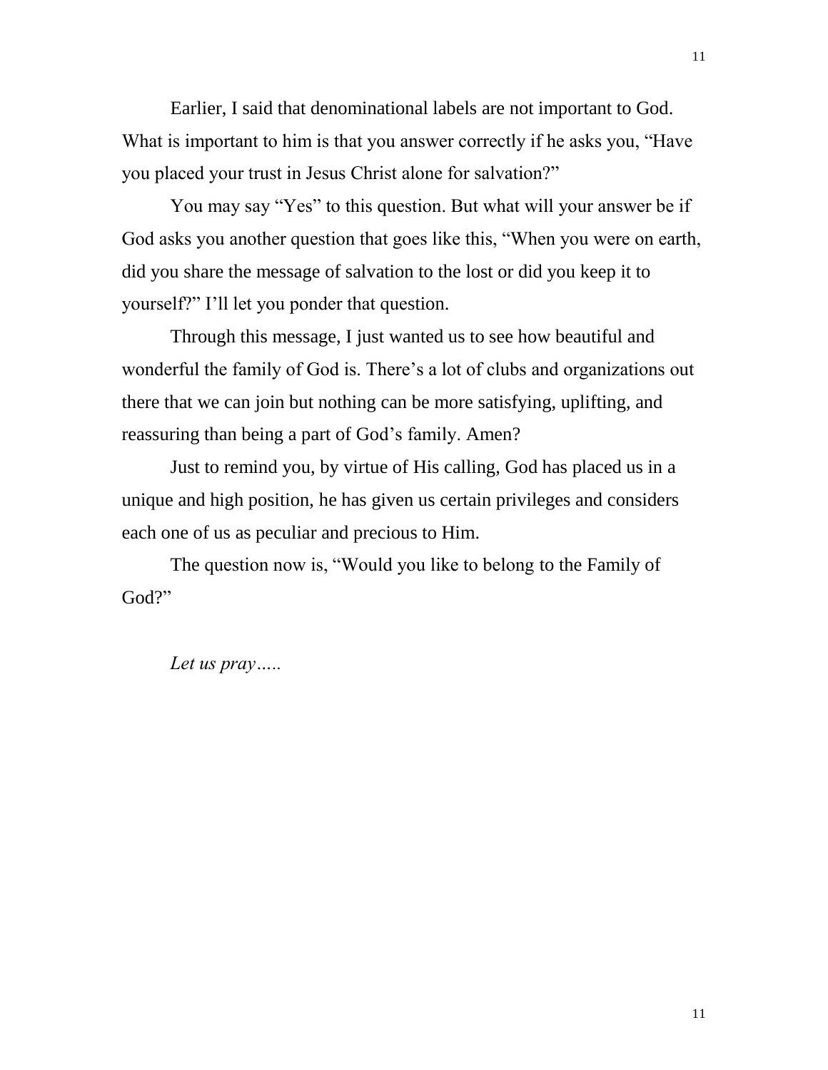Earlier, I said that denominational labels are not important to God. What is important to him is that you answer correctly if he asks you, "Have you placed your trust in Jesus Christ alone for salvation?"

You may say "Yes" to this question. But what will your answer be if God asks you another question that goes like this, "When you were on earth, did you share the message of salvation to the lost or did you keep it to yourself?" I'll let you ponder that question.

Through this message, I just wanted us to see how beautiful and wonderful the family of God is. There's a lot of clubs and organizations out there that we can join but nothing can be more satisfying, uplifting, and reassuring than being a part of God's family. Amen?

Just to remind you, by virtue of His calling, God has placed us in a unique and high position, he has given us certain privileges and considers each one of us as peculiar and precious to Him.

The question now is, "Would you like to belong to the Family of God?"

*Let us pray…..*